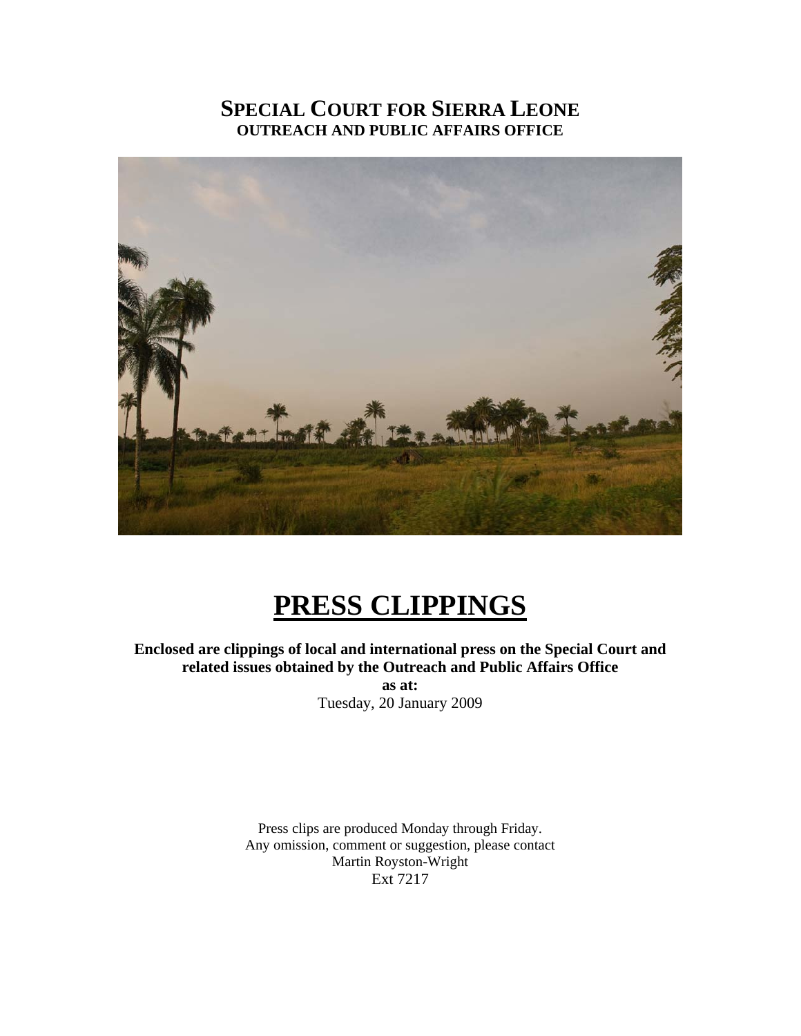# SPECIAL COURT FOR SIERRA LEONE
## OUTREACH AND PUBLIC AFFAIRS OFFICE

# PRESS CLIPPINGS

**Enclosed are clippings of local and international press on the Special Court and related issues obtained by the Outreach and Public Affairs Office**

**as at:**

Tuesday, 20 January 2009

Press clips are produced Monday through Friday.
Any omission, comment or suggestion, please contact
Martin Royston-Wright
Ext 7217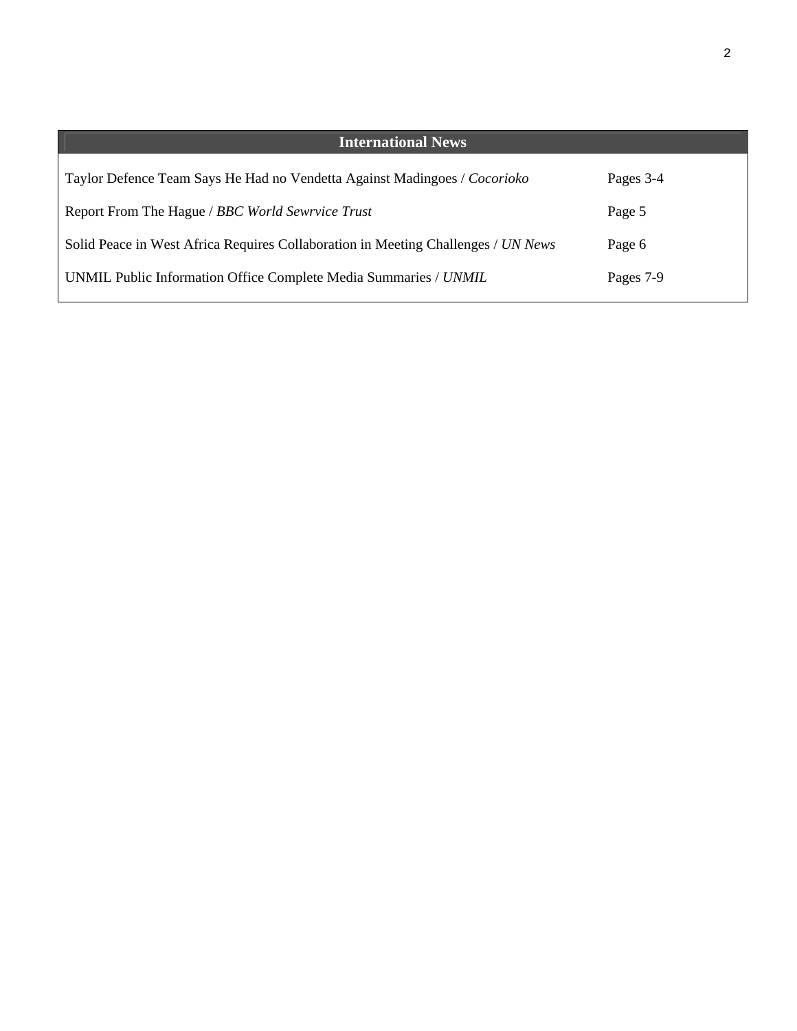| International News | |
|---|---|
| Taylor Defence Team Says He Had no Vendetta Against Madingoes / *Cocorioko* | Pages 3-4 |
| Report From The Hague / *BBC World Sewrvice Trust* | Page 5 |
| Solid Peace in West Africa Requires Collaboration in Meeting Challenges / *UN News* | Page 6 |
| UNMIL Public Information Office Complete Media Summaries / *UNMIL* | Pages 7-9 |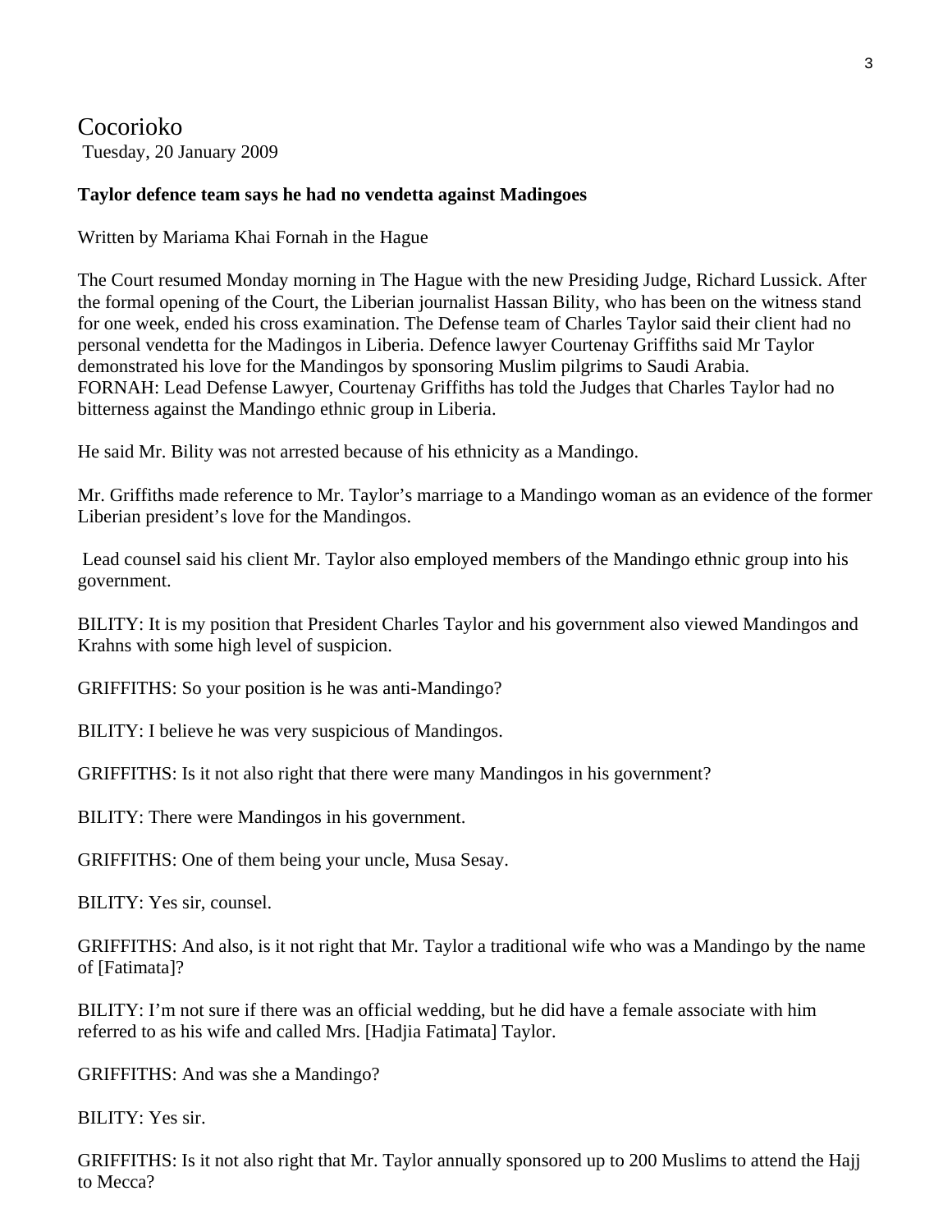# Cocorioko

Tuesday, 20 January 2009

**Taylor defence team says he had no vendetta against Madingoes**

Written by Mariama Khai Fornah in the Hague

The Court resumed Monday morning in The Hague with the new Presiding Judge, Richard Lussick. After the formal opening of the Court, the Liberian journalist Hassan Bility, who has been on the witness stand for one week, ended his cross examination. The Defense team of Charles Taylor said their client had no personal vendetta for the Madingos in Liberia. Defence lawyer Courtenay Griffiths said Mr Taylor demonstrated his love for the Mandingos by sponsoring Muslim pilgrims to Saudi Arabia.
FORNAH: Lead Defense Lawyer, Courtenay Griffiths has told the Judges that Charles Taylor had no bitterness against the Mandingo ethnic group in Liberia.

He said Mr. Bility was not arrested because of his ethnicity as a Mandingo.

Mr. Griffiths made reference to Mr. Taylor's marriage to a Mandingo woman as an evidence of the former Liberian president's love for the Mandingos.

Lead counsel said his client Mr. Taylor also employed members of the Mandingo ethnic group into his government.

BILITY: It is my position that President Charles Taylor and his government also viewed Mandingos and Krahns with some high level of suspicion.

GRIFFITHS: So your position is he was anti-Mandingo?

BILITY: I believe he was very suspicious of Mandingos.

GRIFFITHS: Is it not also right that there were many Mandingos in his government?

BILITY: There were Mandingos in his government.

GRIFFITHS: One of them being your uncle, Musa Sesay.

BILITY: Yes sir, counsel.

GRIFFITHS: And also, is it not right that Mr. Taylor a traditional wife who was a Mandingo by the name of [Fatimata]?

BILITY: I'm not sure if there was an official wedding, but he did have a female associate with him referred to as his wife and called Mrs. [Hadjia Fatimata] Taylor.

GRIFFITHS: And was she a Mandingo?

BILITY: Yes sir.

GRIFFITHS: Is it not also right that Mr. Taylor annually sponsored up to 200 Muslims to attend the Hajj to Mecca?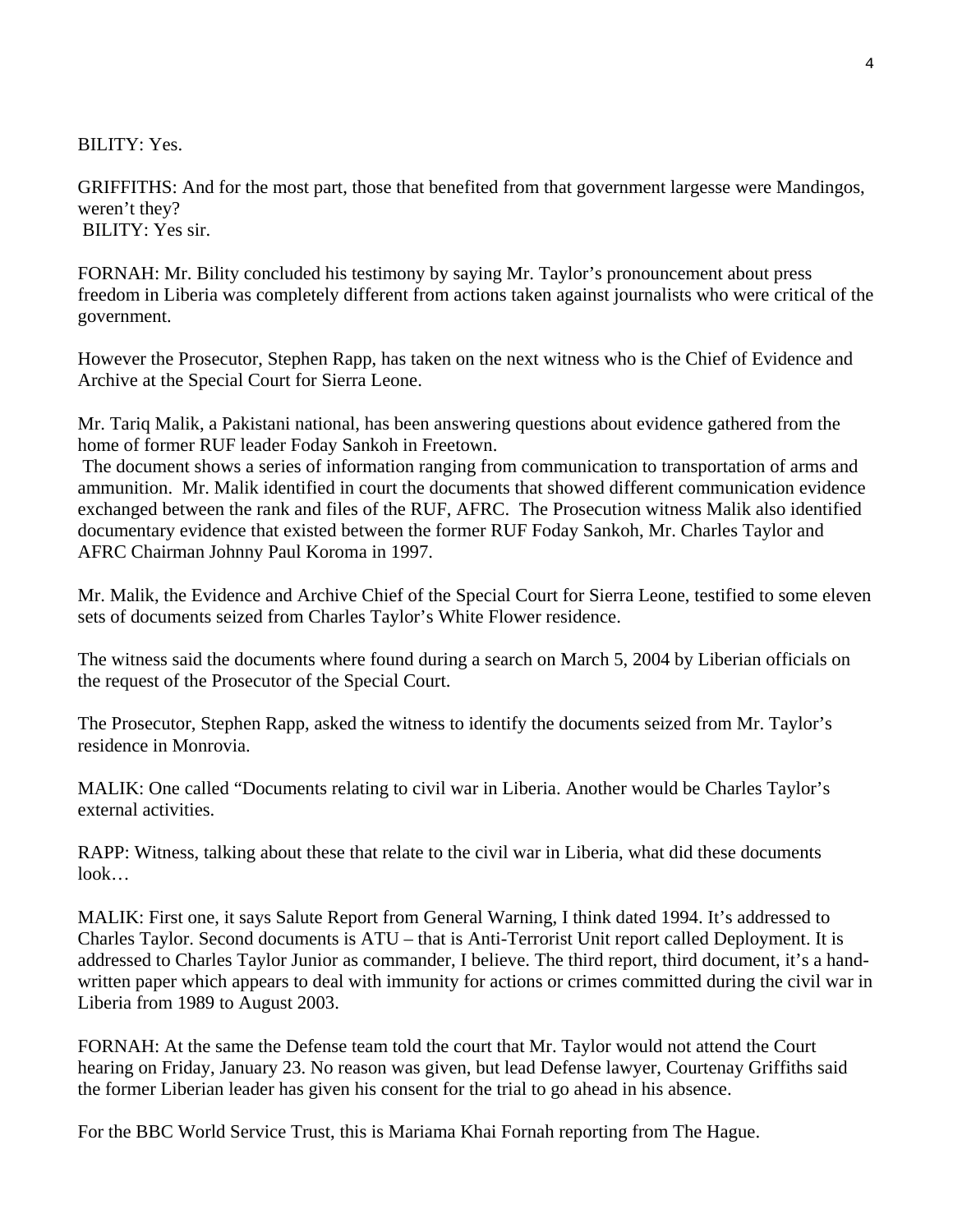BILITY: Yes.

GRIFFITHS: And for the most part, those that benefited from that government largesse were Mandingos, weren't they?
BILITY: Yes sir.

FORNAH: Mr. Bility concluded his testimony by saying Mr. Taylor's pronouncement about press freedom in Liberia was completely different from actions taken against journalists who were critical of the government.

However the Prosecutor, Stephen Rapp, has taken on the next witness who is the Chief of Evidence and Archive at the Special Court for Sierra Leone.

Mr. Tariq Malik, a Pakistani national, has been answering questions about evidence gathered from the home of former RUF leader Foday Sankoh in Freetown.
The document shows a series of information ranging from communication to transportation of arms and ammunition. Mr. Malik identified in court the documents that showed different communication evidence exchanged between the rank and files of the RUF, AFRC. The Prosecution witness Malik also identified documentary evidence that existed between the former RUF Foday Sankoh, Mr. Charles Taylor and AFRC Chairman Johnny Paul Koroma in 1997.

Mr. Malik, the Evidence and Archive Chief of the Special Court for Sierra Leone, testified to some eleven sets of documents seized from Charles Taylor's White Flower residence.

The witness said the documents where found during a search on March 5, 2004 by Liberian officials on the request of the Prosecutor of the Special Court.

The Prosecutor, Stephen Rapp, asked the witness to identify the documents seized from Mr. Taylor's residence in Monrovia.

MALIK: One called "Documents relating to civil war in Liberia. Another would be Charles Taylor's external activities.

RAPP: Witness, talking about these that relate to the civil war in Liberia, what did these documents look…

MALIK: First one, it says Salute Report from General Warning, I think dated 1994. It's addressed to Charles Taylor. Second documents is ATU – that is Anti-Terrorist Unit report called Deployment. It is addressed to Charles Taylor Junior as commander, I believe. The third report, third document, it's a hand-written paper which appears to deal with immunity for actions or crimes committed during the civil war in Liberia from 1989 to August 2003.

FORNAH: At the same the Defense team told the court that Mr. Taylor would not attend the Court hearing on Friday, January 23. No reason was given, but lead Defense lawyer, Courtenay Griffiths said the former Liberian leader has given his consent for the trial to go ahead in his absence.

For the BBC World Service Trust, this is Mariama Khai Fornah reporting from The Hague.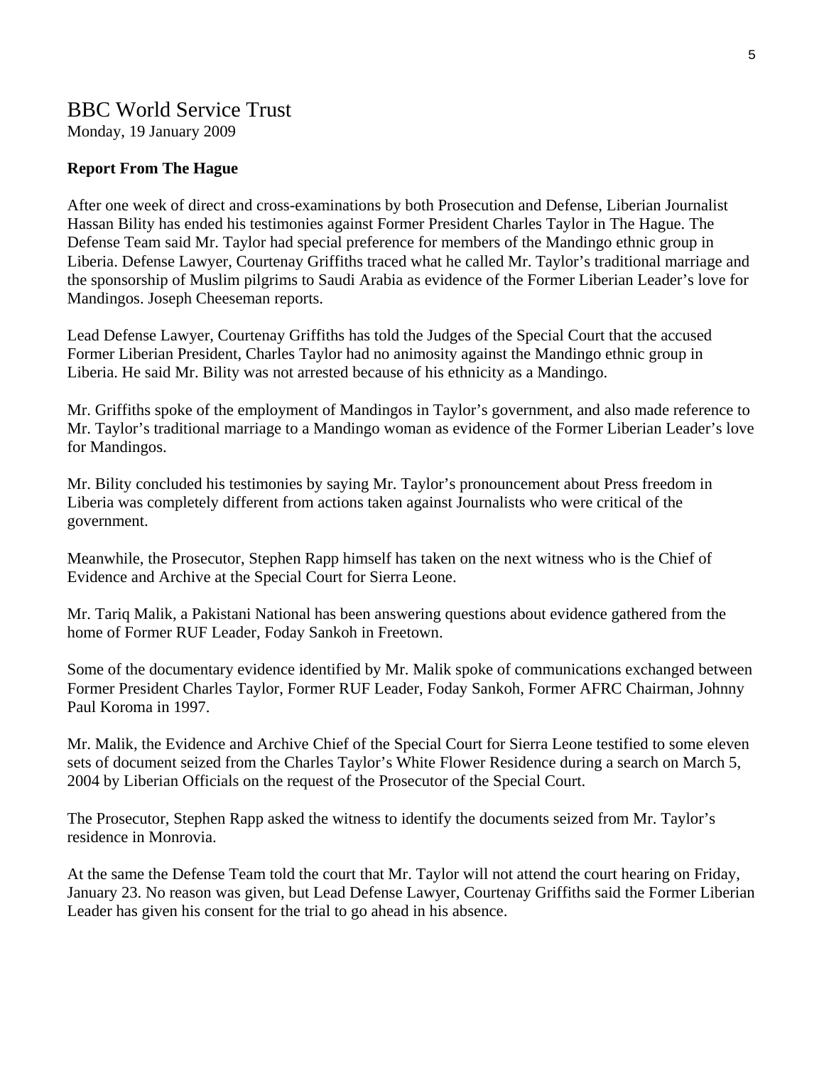# BBC World Service Trust

Monday, 19 January 2009

**Report From The Hague**

After one week of direct and cross-examinations by both Prosecution and Defense, Liberian Journalist Hassan Bility has ended his testimonies against Former President Charles Taylor in The Hague. The Defense Team said Mr. Taylor had special preference for members of the Mandingo ethnic group in Liberia. Defense Lawyer, Courtenay Griffiths traced what he called Mr. Taylor's traditional marriage and the sponsorship of Muslim pilgrims to Saudi Arabia as evidence of the Former Liberian Leader's love for Mandingos. Joseph Cheeseman reports.

Lead Defense Lawyer, Courtenay Griffiths has told the Judges of the Special Court that the accused Former Liberian President, Charles Taylor had no animosity against the Mandingo ethnic group in Liberia. He said Mr. Bility was not arrested because of his ethnicity as a Mandingo.

Mr. Griffiths spoke of the employment of Mandingos in Taylor's government, and also made reference to Mr. Taylor's traditional marriage to a Mandingo woman as evidence of the Former Liberian Leader's love for Mandingos.

Mr. Bility concluded his testimonies by saying Mr. Taylor's pronouncement about Press freedom in Liberia was completely different from actions taken against Journalists who were critical of the government.

Meanwhile, the Prosecutor, Stephen Rapp himself has taken on the next witness who is the Chief of Evidence and Archive at the Special Court for Sierra Leone.

Mr. Tariq Malik, a Pakistani National has been answering questions about evidence gathered from the home of Former RUF Leader, Foday Sankoh in Freetown.

Some of the documentary evidence identified by Mr. Malik spoke of communications exchanged between Former President Charles Taylor, Former RUF Leader, Foday Sankoh, Former AFRC Chairman, Johnny Paul Koroma in 1997.

Mr. Malik, the Evidence and Archive Chief of the Special Court for Sierra Leone testified to some eleven sets of document seized from the Charles Taylor's White Flower Residence during a search on March 5, 2004 by Liberian Officials on the request of the Prosecutor of the Special Court.

The Prosecutor, Stephen Rapp asked the witness to identify the documents seized from Mr. Taylor's residence in Monrovia.

At the same the Defense Team told the court that Mr. Taylor will not attend the court hearing on Friday, January 23. No reason was given, but Lead Defense Lawyer, Courtenay Griffiths said the Former Liberian Leader has given his consent for the trial to go ahead in his absence.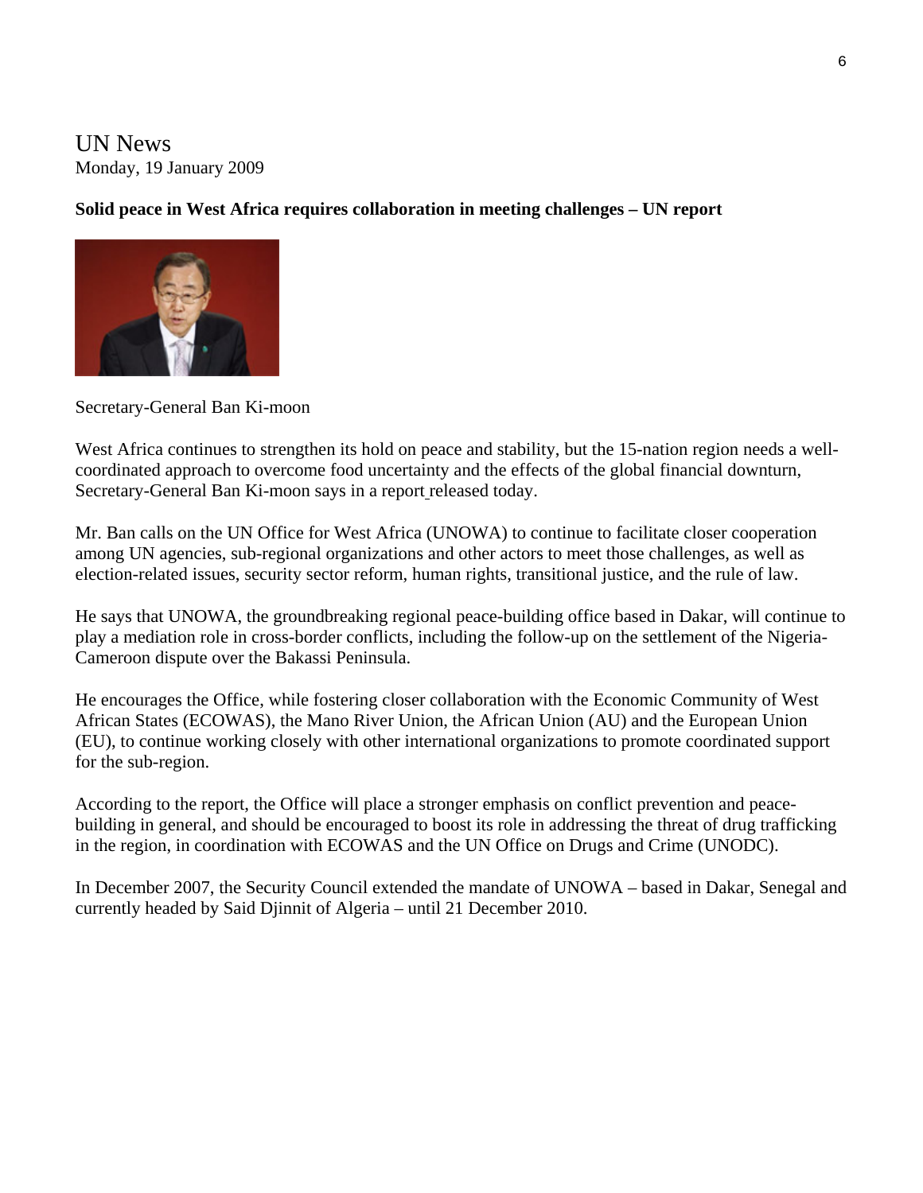UN News
Monday, 19 January 2009

**Solid peace in West Africa requires collaboration in meeting challenges – UN report**

Secretary-General Ban Ki-moon

West Africa continues to strengthen its hold on peace and stability, but the 15-nation region needs a well-coordinated approach to overcome food uncertainty and the effects of the global financial downturn, Secretary-General Ban Ki-moon says in a report released today.

Mr. Ban calls on the UN Office for West Africa (UNOWA) to continue to facilitate closer cooperation among UN agencies, sub-regional organizations and other actors to meet those challenges, as well as election-related issues, security sector reform, human rights, transitional justice, and the rule of law.

He says that UNOWA, the groundbreaking regional peace-building office based in Dakar, will continue to play a mediation role in cross-border conflicts, including the follow-up on the settlement of the Nigeria-Cameroon dispute over the Bakassi Peninsula.

He encourages the Office, while fostering closer collaboration with the Economic Community of West African States (ECOWAS), the Mano River Union, the African Union (AU) and the European Union (EU), to continue working closely with other international organizations to promote coordinated support for the sub-region.

According to the report, the Office will place a stronger emphasis on conflict prevention and peace-building in general, and should be encouraged to boost its role in addressing the threat of drug trafficking in the region, in coordination with ECOWAS and the UN Office on Drugs and Crime (UNODC).

In December 2007, the Security Council extended the mandate of UNOWA – based in Dakar, Senegal and currently headed by Said Djinnit of Algeria – until 21 December 2010.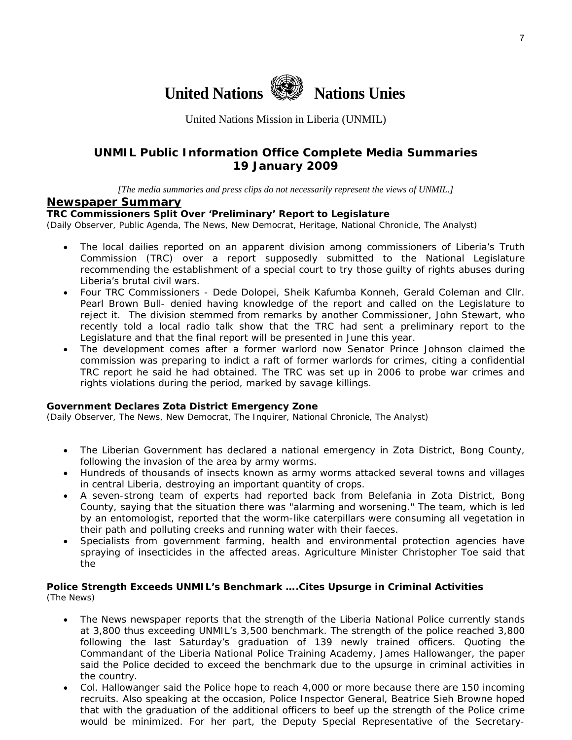# United Nations Nations Unies

United Nations Mission in Liberia (UNMIL)

## UNMIL Public Information Office Complete Media Summaries
## 19 January 2009

*[The media summaries and press clips do not necessarily represent the views of UNMIL.]*

## Newspaper Summary

**TRC Commissioners Split Over 'Preliminary' Report to Legislature**
(Daily Observer, Public Agenda, The News, New Democrat, Heritage, National Chronicle, The Analyst)

- The local dailies reported on an apparent division among commissioners of Liberia's Truth Commission (TRC) over a report supposedly submitted to the National Legislature recommending the establishment of a special court to try those guilty of rights abuses during Liberia's brutal civil wars.
- Four TRC Commissioners - Dede Dolopei, Sheik Kafumba Konneh, Gerald Coleman and Cllr. Pearl Brown Bull- denied having knowledge of the report and called on the Legislature to reject it. The division stemmed from remarks by another Commissioner, John Stewart, who recently told a local radio talk show that the TRC had sent a preliminary report to the Legislature and that the final report will be presented in June this year.
- The development comes after a former warlord now Senator Prince Johnson claimed the commission was preparing to indict a raft of former warlords for crimes, citing a confidential TRC report he said he had obtained. The TRC was set up in 2006 to probe war crimes and rights violations during the period, marked by savage killings.

**Government Declares Zota District Emergency Zone**
(Daily Observer, The News, New Democrat, The Inquirer, National Chronicle, The Analyst)

- The Liberian Government has declared a national emergency in Zota District, Bong County, following the invasion of the area by army worms.
- Hundreds of thousands of insects known as army worms attacked several towns and villages in central Liberia, destroying an important quantity of crops.
- A seven-strong team of experts had reported back from Belefania in Zota District, Bong County, saying that the situation there was "alarming and worsening." The team, which is led by an entomologist, reported that the worm-like caterpillars were consuming all vegetation in their path and polluting creeks and running water with their faeces.
- Specialists from government farming, health and environmental protection agencies have spraying of insecticides in the affected areas. Agriculture Minister Christopher Toe said that the

**Police Strength Exceeds UNMIL's Benchmark ….Cites Upsurge in Criminal Activities**
(The News)

- The News newspaper reports that the strength of the Liberia National Police currently stands at 3,800 thus exceeding UNMIL's 3,500 benchmark. The strength of the police reached 3,800 following the last Saturday's graduation of 139 newly trained officers. Quoting the Commandant of the Liberia National Police Training Academy, James Hallowanger, the paper said the Police decided to exceed the benchmark due to the upsurge in criminal activities in the country.
- Col. Hallowanger said the Police hope to reach 4,000 or more because there are 150 incoming recruits. Also speaking at the occasion, Police Inspector General, Beatrice Sieh Browne hoped that with the graduation of the additional officers to beef up the strength of the Police crime would be minimized. For her part, the Deputy Special Representative of the Secretary-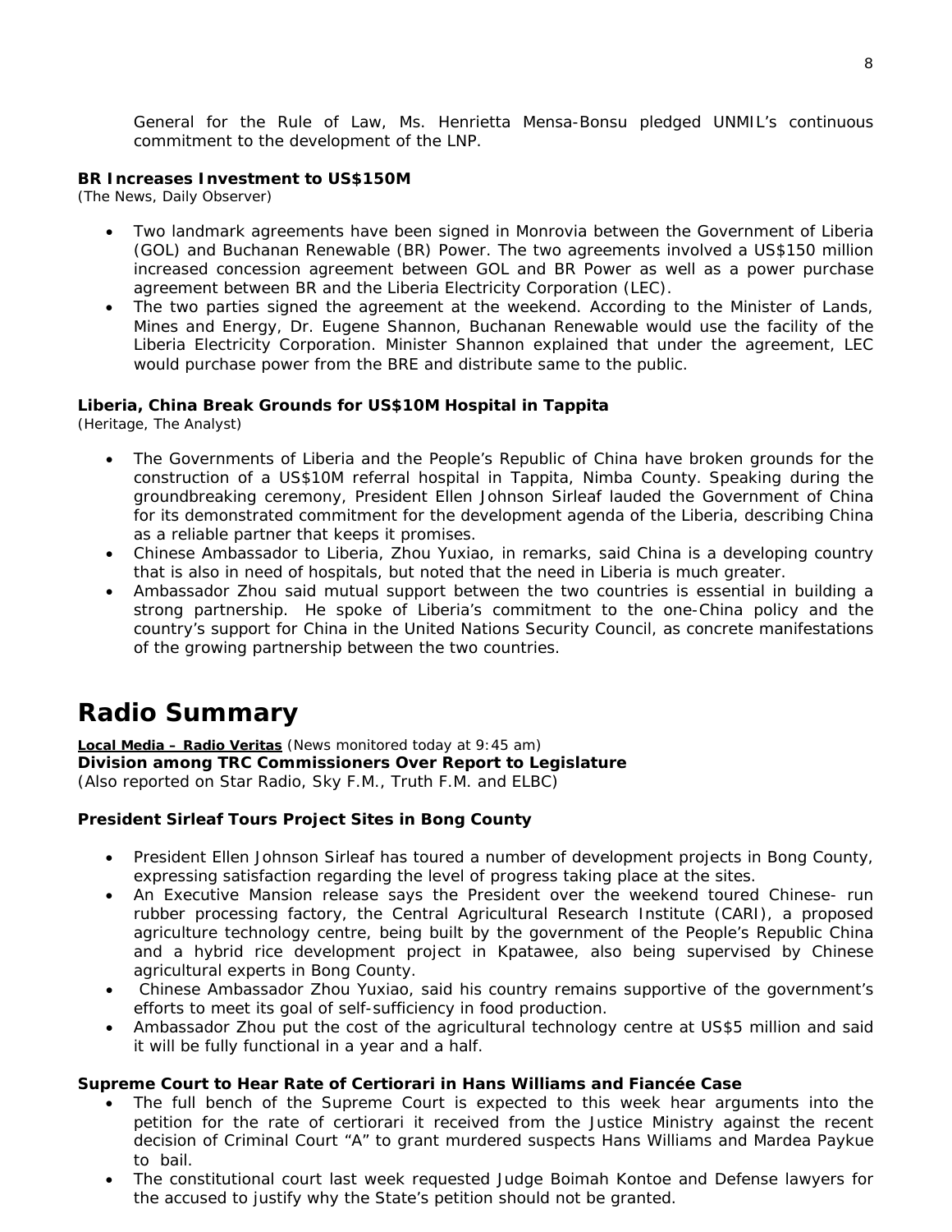General for the Rule of Law, Ms. Henrietta Mensa-Bonsu pledged UNMIL's continuous commitment to the development of the LNP.

**BR Increases Investment to US$150M**
(The News, Daily Observer)

- Two landmark agreements have been signed in Monrovia between the Government of Liberia (GOL) and Buchanan Renewable (BR) Power. The two agreements involved a US$150 million increased concession agreement between GOL and BR Power as well as a power purchase agreement between BR and the Liberia Electricity Corporation (LEC).
- The two parties signed the agreement at the weekend. According to the Minister of Lands, Mines and Energy, Dr. Eugene Shannon, Buchanan Renewable would use the facility of the Liberia Electricity Corporation. Minister Shannon explained that under the agreement, LEC would purchase power from the BRE and distribute same to the public.

**Liberia, China Break Grounds for US$10M Hospital in Tappita**
(Heritage, The Analyst)

- The Governments of Liberia and the People's Republic of China have broken grounds for the construction of a US$10M referral hospital in Tappita, Nimba County. Speaking during the groundbreaking ceremony, President Ellen Johnson Sirleaf lauded the Government of China for its demonstrated commitment for the development agenda of the Liberia, describing China as a reliable partner that keeps it promises.
- Chinese Ambassador to Liberia, Zhou Yuxiao, in remarks, said China is a developing country that is also in need of hospitals, but noted that the need in Liberia is much greater.
- Ambassador Zhou said mutual support between the two countries is essential in building a strong partnership. He spoke of Liberia's commitment to the one-China policy and the country's support for China in the United Nations Security Council, as concrete manifestations of the growing partnership between the two countries.

# Radio Summary

**Local Media – Radio Veritas** (News monitored today at 9:45 am)
**Division among TRC Commissioners Over Report to Legislature**
(Also reported on Star Radio, Sky F.M., Truth F.M. and ELBC)

**President Sirleaf Tours Project Sites in Bong County**

- President Ellen Johnson Sirleaf has toured a number of development projects in Bong County, expressing satisfaction regarding the level of progress taking place at the sites.
- An Executive Mansion release says the President over the weekend toured Chinese- run rubber processing factory, the Central Agricultural Research Institute (CARI), a proposed agriculture technology centre, being built by the government of the People's Republic China and a hybrid rice development project in Kpatawee, also being supervised by Chinese agricultural experts in Bong County.
- Chinese Ambassador Zhou Yuxiao, said his country remains supportive of the government's efforts to meet its goal of self-sufficiency in food production.
- Ambassador Zhou put the cost of the agricultural technology centre at US$5 million and said it will be fully functional in a year and a half.

**Supreme Court to Hear Rate of Certiorari in Hans Williams and Fiancée Case**

- The full bench of the Supreme Court is expected to this week hear arguments into the petition for the rate of certiorari it received from the Justice Ministry against the recent decision of Criminal Court "A" to grant murdered suspects Hans Williams and Mardea Paykue to bail.
- The constitutional court last week requested Judge Boimah Kontoe and Defense lawyers for the accused to justify why the State's petition should not be granted.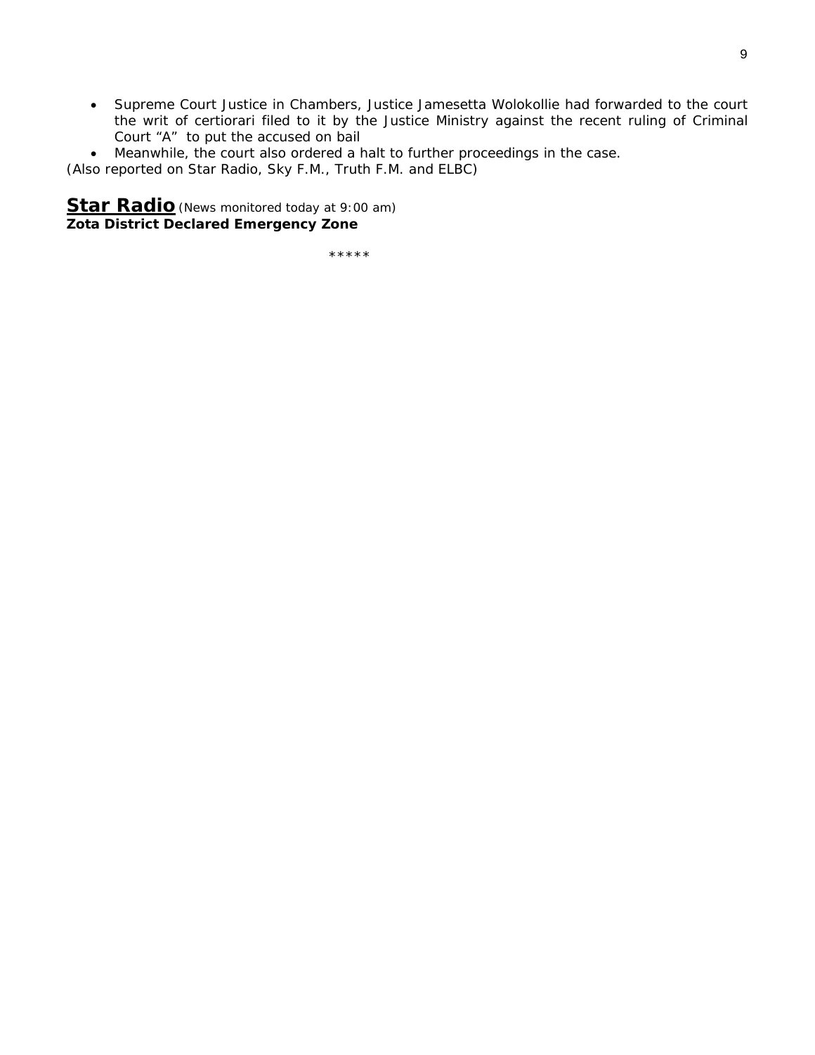- Supreme Court Justice in Chambers, Justice Jamesetta Wolokollie had forwarded to the court the writ of certiorari filed to it by the Justice Ministry against the recent ruling of Criminal Court "A" to put the accused on bail
- Meanwhile, the court also ordered a halt to further proceedings in the case.

(Also reported on Star Radio, Sky F.M., Truth F.M. and ELBC)

## Star Radio *(News monitored today at 9:00 am)*

**Zota District Declared Emergency Zone**

\*\*\*\*\*